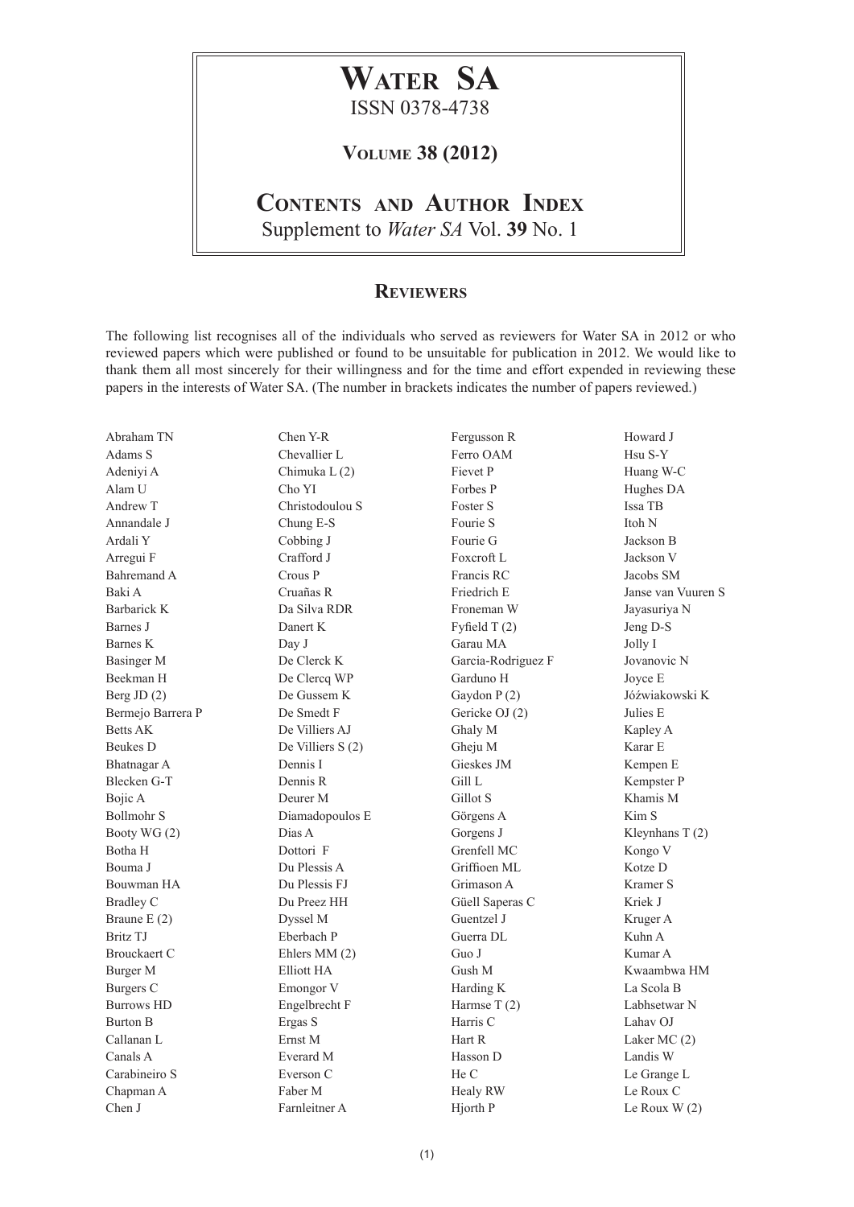# Water SA

ISSN 0378-4738

## Volume 38 (2012)

## Contents and Author Index

Supplement to *Water SA* Vol. **39** No. 1

## Reviewers

The following list recognises all of the individuals who served as reviewers for Water SA in 2012 or who reviewed papers which were published or found to be unsuitable for publication in 2012. We would like to thank them all most sincerely for their willingness and for the time and effort expended in reviewing these papers in the interests of Water SA. (The number in brackets indicates the number of papers reviewed.)

Abraham TN
Adams S
Adeniyi A
Alam U
Andrew T
Annandale J
Ardali Y
Arregui F
Bahremand A
Baki A
Barbarick K
Barnes J
Barnes K
Basinger M
Beekman H
Berg JD (2)
Bermejo Barrera P
Betts AK
Beukes D
Bhatnagar A
Blecken G-T
Bojic A
Bollmohr S
Booty WG (2)
Botha H
Bouma J
Bouwman HA
Bradley C
Braune E (2)
Britz TJ
Brouckaert C
Burger M
Burgers C
Burrows HD
Burton B
Callanan L
Canals A
Carabineiro S
Chapman A
Chen J
Chen Y-R
Chevallier L
Chimuka L (2)
Cho YI
Christodoulou S
Chung E-S
Cobbing J
Crafford J
Crous P
Cruañas R
Da Silva RDR
Danert K
Day J
De Clerck K
De Clercq WP
De Gussem K
De Smedt F
De Villiers AJ
De Villiers S (2)
Dennis I
Dennis R
Deurer M
Diamadopoulos E
Dias A
Dottori F
Du Plessis A
Du Plessis FJ
Du Preez HH
Dyssel M
Eberbach P
Ehlers MM (2)
Elliott HA
Emongor V
Engelbrecht F
Ergas S
Ernst M
Everard M
Everson C
Faber M
Farnleitner A
Fergusson R
Ferro OAM
Fievet P
Forbes P
Foster S
Fourie S
Fourie G
Foxcroft L
Francis RC
Friedrich E
Froneman W
Fyfield T (2)
Garau MA
Garcia-Rodriguez F
Garduno H
Gaydon P (2)
Gericke OJ (2)
Ghaly M
Gheju M
Gieskes JM
Gill L
Gillot S
Görgens A
Gorgens J
Grenfell MC
Griffioen ML
Grimason A
Güell Saperas C
Guentzel J
Guerra DL
Guo J
Gush M
Harding K
Harmse T (2)
Harris C
Hart R
Hasson D
He C
Healy RW
Hjorth P
Howard J
Hsu S-Y
Huang W-C
Hughes DA
Issa TB
Itoh N
Jackson B
Jackson V
Jacobs SM
Janse van Vuuren S
Jayasuriya N
Jeng D-S
Jolly I
Jovanovic N
Joyce E
Jóźwiakowski K
Julies E
Kapley A
Karar E
Kempen E
Kempster P
Khamis M
Kim S
Kleynhans T (2)
Kongo V
Kotze D
Kramer S
Kriek J
Kruger A
Kuhn A
Kumar A
Kwaambwa HM
La Scola B
Labhsetwar N
Lahav OJ
Laker MC (2)
Landis W
Le Grange L
Le Roux C
Le Roux W (2)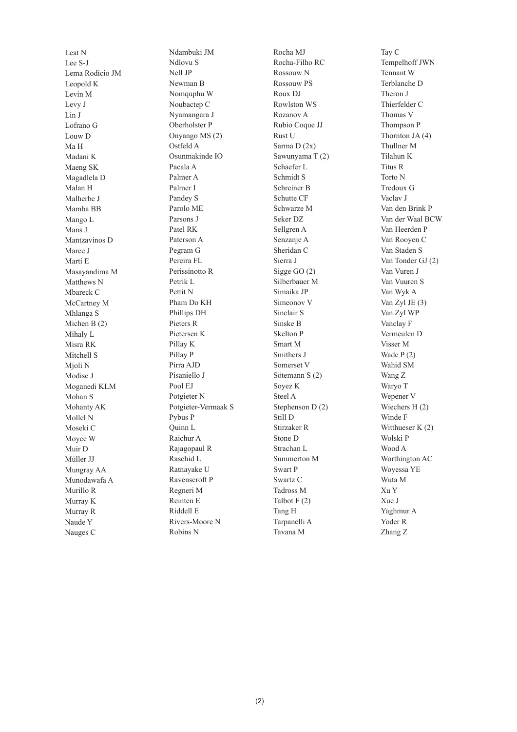Leat N
Lee S-J
Lema Rodicio JM
Leopold K
Levin M
Levy J
Lin J
Lofrano G
Louw D
Ma H
Madani K
Maeng SK
Magadlela D
Malan H
Malherbe J
Mamba BB
Mango L
Mans J
Mantzavinos D
Maree J
Martí E
Masayandima M
Matthews N
Mbareck C
McCartney M
Mhlanga S
Michen B (2)
Mihaly L
Misra RK
Mitchell S
Mjoli N
Modise J
Moganedi KLM
Mohan S
Mohanty AK
Mollel N
Moseki C
Moyce W
Muir D
Müller JJ
Mungray AA
Munodawafa A
Murillo R
Murray K
Murray R
Naude Y
Nauges C

Ndambuki JM
Ndlovu S
Nell JP
Newman B
Nomquphu W
Noubactep C
Nyamangara J
Oberholster P
Onyango MS (2)
Ostfeld A
Osunmakinde IO
Pacala A
Palmer A
Palmer I
Pandey S
Parolo ME
Parsons J
Patel RK
Paterson A
Pegram G
Pereira FL
Perissinotto R
Petrik L
Pettit N
Pham Do KH
Phillips DH
Pieters R
Pietersen K
Pillay K
Pillay P
Pirra AJD
Pisaniello J
Pool EJ
Potgieter N
Potgieter-Vermaak S
Pybus P
Quinn L
Raichur A
Rajagopaul R
Raschid L
Ratnayake U
Ravenscroft P
Regneri M
Reinten E
Riddell E
Rivers-Moore N
Robins N

Rocha MJ
Rocha-Filho RC
Rossouw N
Rossouw PS
Roux DJ
Rowlston WS
Rozanov A
Rubio Coque JJ
Rust U
Sarma D (2x)
Sawunyama T (2)
Schaefer L
Schmidt S
Schreiner B
Schutte CF
Schwarze M
Seker DZ
Sellgren A
Senzanje A
Sheridan C
Sierra J
Sigge GO (2)
Silberbauer M
Simaika JP
Simeonov V
Sinclair S
Sinske B
Skelton P
Smart M
Smithers J
Somerset V
Sötemann S (2)
Soyez K
Steel A
Stephenson D (2)
Still D
Stirzaker R
Stone D
Strachan L
Summerton M
Swart P
Swartz C
Tadross M
Talbot F (2)
Tang H
Tarpanelli A
Tavana M

Tay C
Tempelhoff JWN
Tennant W
Terblanche D
Theron J
Thierfelder C
Thomas V
Thompson P
Thornton JA (4)
Thullner M
Tilahun K
Titus R
Torto N
Tredoux G
Vaclav J
Van den Brink P
Van der Waal BCW
Van Heerden P
Van Rooyen C
Van Staden S
Van Tonder GJ (2)
Van Vuren J
Van Vuuren S
Van Wyk A
Van Zyl JE (3)
Van Zyl WP
Vanclay F
Vermeulen D
Visser M
Wade P (2)
Wahid SM
Wang Z
Waryo T
Wepener V
Wiechers H (2)
Winde F
Witthueser K (2)
Wolski P
Wood A
Worthington AC
Woyessa YE
Wuta M
Xu Y
Xue J
Yaghmur A
Yoder R
Zhang Z